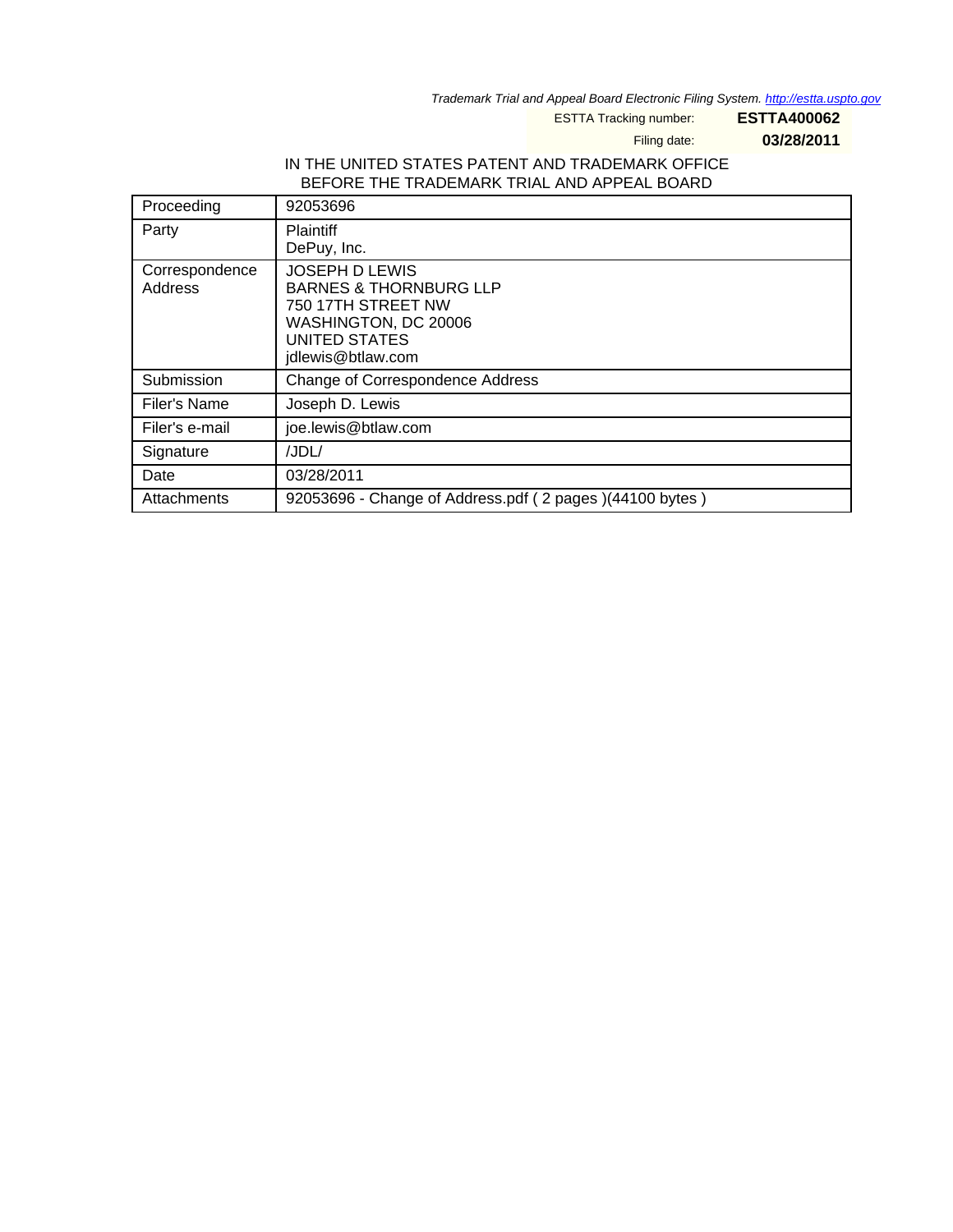*Trademark Trial and Appeal Board Electronic Filing System. http://estta.uspto.gov*

ESTTA Tracking number: **ESTTA400062**

Filing date: **03/28/2011**

IN THE UNITED STATES PATENT AND TRADEMARK OFFICE
BEFORE THE TRADEMARK TRIAL AND APPEAL BOARD

| Proceeding | 92053696 |
|---|---|
| Party | Plaintiff<br>DePuy, Inc. |
| Correspondence Address | JOSEPH D LEWIS<br>BARNES & THORNBURG LLP<br>750 17TH STREET NW<br>WASHINGTON, DC 20006<br>UNITED STATES<br>jdlewis@btlaw.com |
| Submission | Change of Correspondence Address |
| Filer's Name | Joseph D. Lewis |
| Filer's e-mail | joe.lewis@btlaw.com |
| Signature | /JDL/ |
| Date | 03/28/2011 |
| Attachments | 92053696 - Change of Address.pdf ( 2 pages )(44100 bytes ) |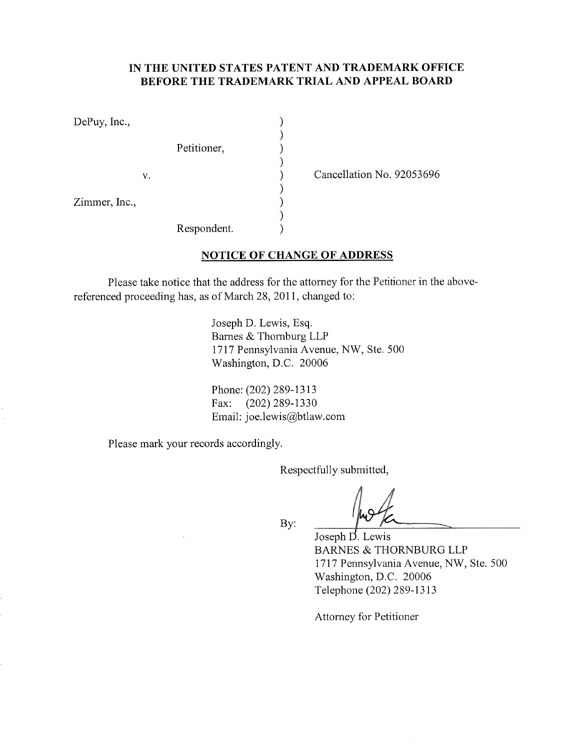**IN THE UNITED STATES PATENT AND TRADEMARK OFFICE**
**BEFORE THE TRADEMARK TRIAL AND APPEAL BOARD**

DePuy, Inc.,

Petitioner,

v.

Zimmer, Inc.,

Respondent.

Cancellation No. 92053696

**NOTICE OF CHANGE OF ADDRESS**

Please take notice that the address for the attorney for the Petitioner in the above-referenced proceeding has, as of March 28, 2011, changed to:

Joseph D. Lewis, Esq.
Barnes & Thornburg LLP
1717 Pennsylvania Avenue, NW, Ste. 500
Washington, D.C. 20006

Phone: (202) 289-1313
Fax: (202) 289-1330
Email: joe.lewis@btlaw.com

Please mark your records accordingly.

Respectfully submitted,

By: ______________________

Joseph D. Lewis
BARNES & THORNBURG LLP
1717 Pennsylvania Avenue, NW, Ste. 500
Washington, D.C. 20006
Telephone (202) 289-1313

Attorney for Petitioner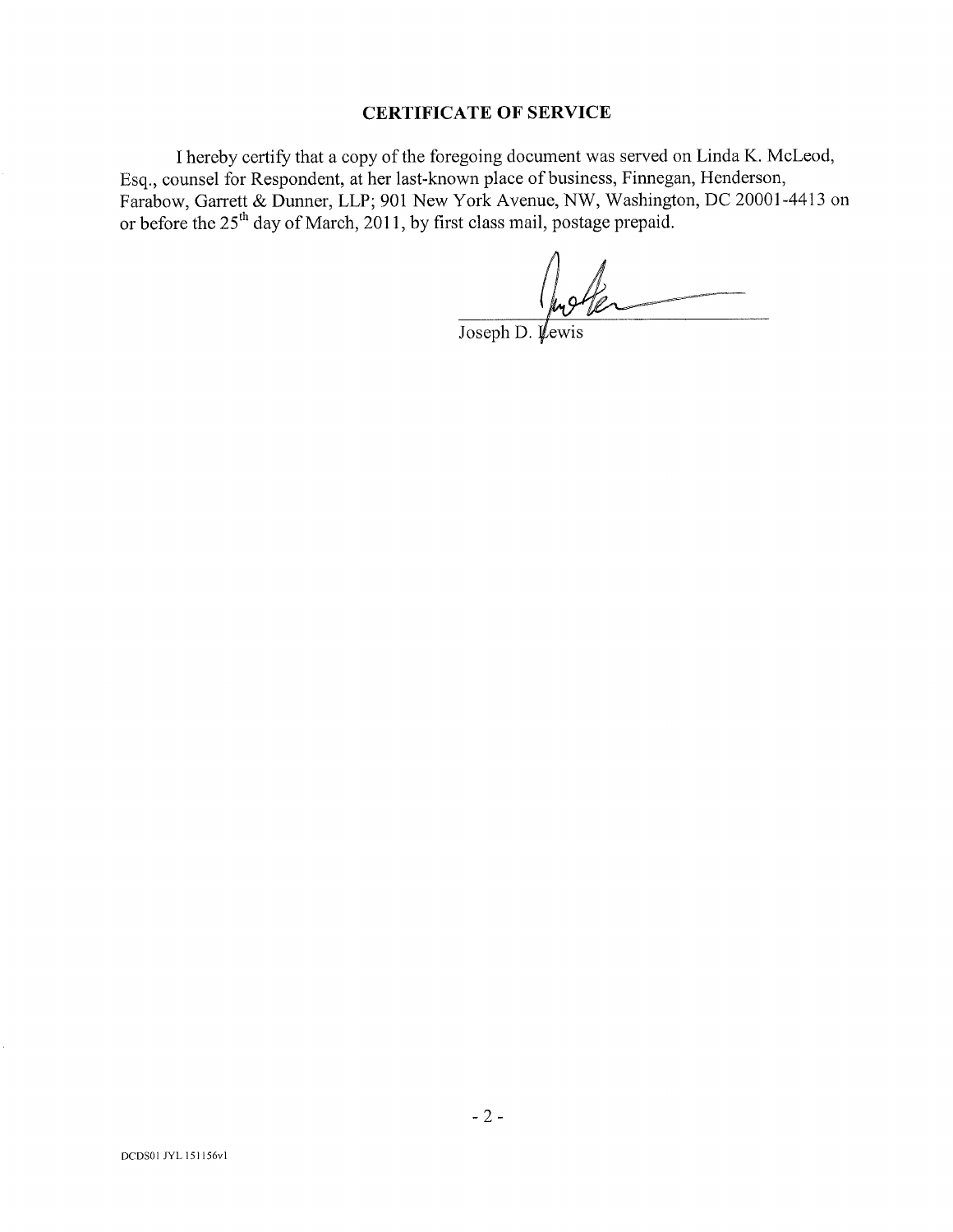## CERTIFICATE OF SERVICE

I hereby certify that a copy of the foregoing document was served on Linda K. McLeod, Esq., counsel for Respondent, at her last-known place of business, Finnegan, Henderson, Farabow, Garrett & Dunner, LLP; 901 New York Avenue, NW, Washington, DC 20001-4413 on or before the 25th day of March, 2011, by first class mail, postage prepaid.

Joseph D. Lewis

DCDS01 JYL 151156v1